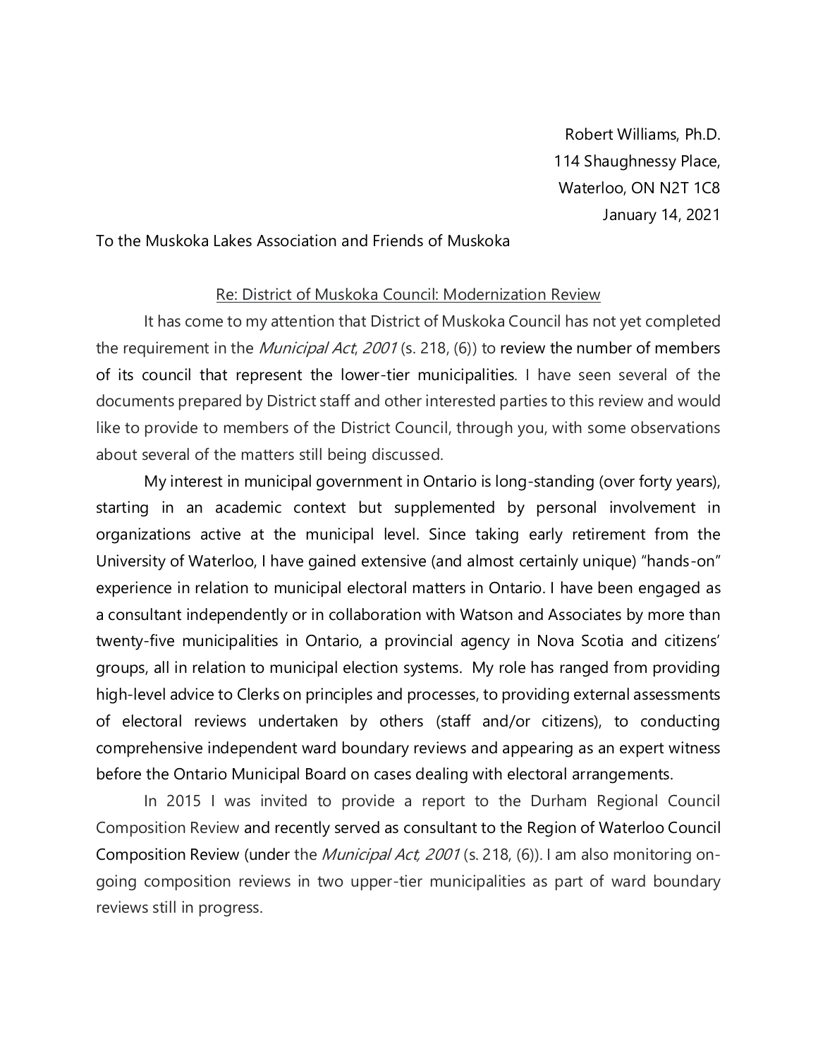Robert Williams, Ph.D.
114 Shaughnessy Place,
Waterloo, ON N2T 1C8
January 14, 2021

To the Muskoka Lakes Association and Friends of Muskoka

Re: District of Muskoka Council: Modernization Review

It has come to my attention that District of Muskoka Council has not yet completed the requirement in the *Municipal Act*, *2001* (s. 218, (6)) to review the number of members of its council that represent the lower-tier municipalities. I have seen several of the documents prepared by District staff and other interested parties to this review and would like to provide to members of the District Council, through you, with some observations about several of the matters still being discussed.

My interest in municipal government in Ontario is long-standing (over forty years), starting in an academic context but supplemented by personal involvement in organizations active at the municipal level. Since taking early retirement from the University of Waterloo, I have gained extensive (and almost certainly unique) "hands-on" experience in relation to municipal electoral matters in Ontario. I have been engaged as a consultant independently or in collaboration with Watson and Associates by more than twenty-five municipalities in Ontario, a provincial agency in Nova Scotia and citizens' groups, all in relation to municipal election systems. My role has ranged from providing high-level advice to Clerks on principles and processes, to providing external assessments of electoral reviews undertaken by others (staff and/or citizens), to conducting comprehensive independent ward boundary reviews and appearing as an expert witness before the Ontario Municipal Board on cases dealing with electoral arrangements.

In 2015 I was invited to provide a report to the Durham Regional Council Composition Review and recently served as consultant to the Region of Waterloo Council Composition Review (under the *Municipal Act, 2001* (s. 218, (6)). I am also monitoring on-going composition reviews in two upper-tier municipalities as part of ward boundary reviews still in progress.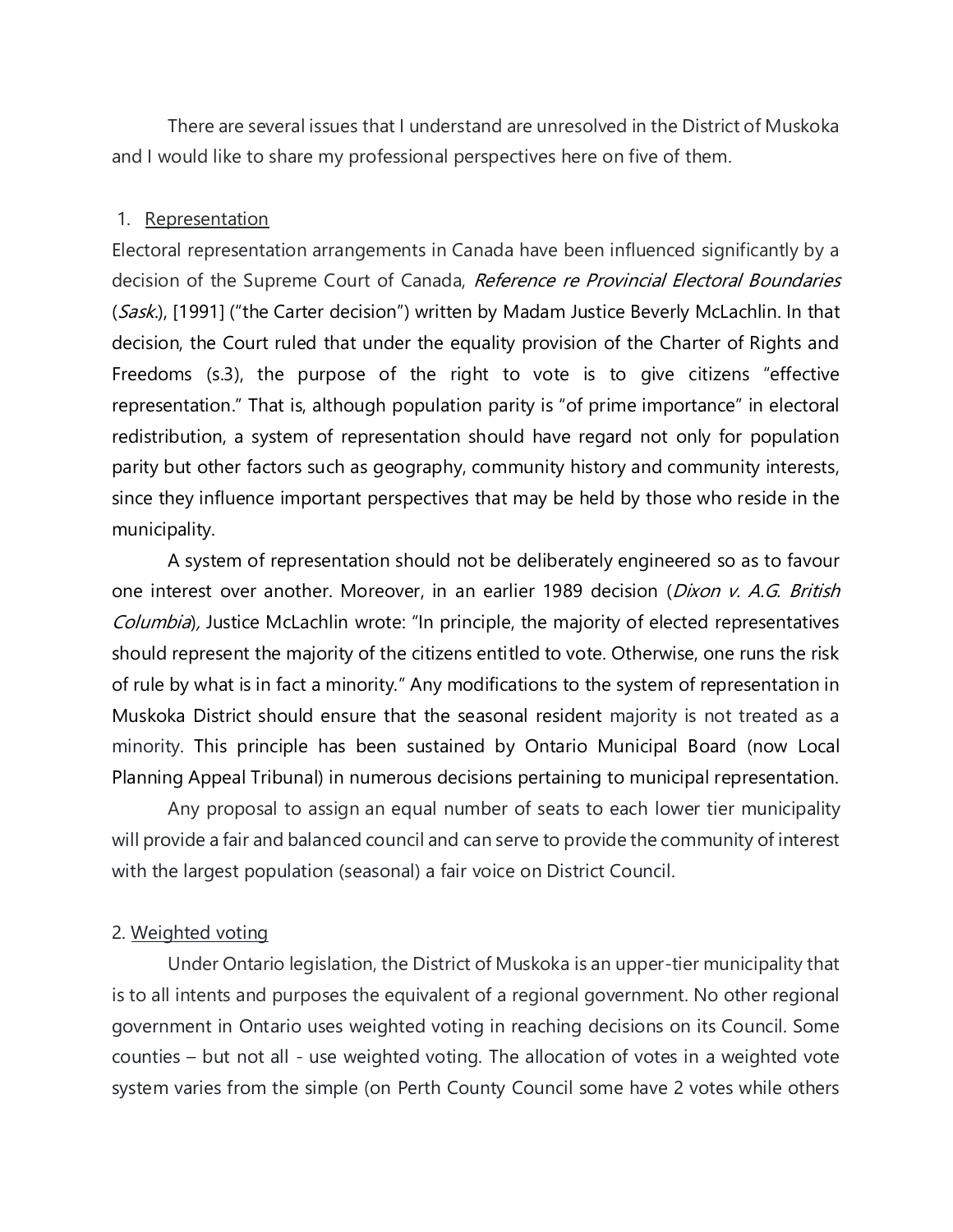There are several issues that I understand are unresolved in the District of Muskoka and I would like to share my professional perspectives here on five of them.

1. Representation

Electoral representation arrangements in Canada have been influenced significantly by a decision of the Supreme Court of Canada, *Reference re Provincial Electoral Boundaries* (*Sask*.), [1991] ("the Carter decision") written by Madam Justice Beverly McLachlin. In that decision, the Court ruled that under the equality provision of the Charter of Rights and Freedoms (s.3), the purpose of the right to vote is to give citizens "effective representation." That is, although population parity is "of prime importance" in electoral redistribution, a system of representation should have regard not only for population parity but other factors such as geography, community history and community interests, since they influence important perspectives that may be held by those who reside in the municipality.

A system of representation should not be deliberately engineered so as to favour one interest over another. Moreover, in an earlier 1989 decision (*Dixon v. A.G. British Columbia*), Justice McLachlin wrote: "In principle, the majority of elected representatives should represent the majority of the citizens entitled to vote. Otherwise, one runs the risk of rule by what is in fact a minority." Any modifications to the system of representation in Muskoka District should ensure that the seasonal resident majority is not treated as a minority. This principle has been sustained by Ontario Municipal Board (now Local Planning Appeal Tribunal) in numerous decisions pertaining to municipal representation.

Any proposal to assign an equal number of seats to each lower tier municipality will provide a fair and balanced council and can serve to provide the community of interest with the largest population (seasonal) a fair voice on District Council.

2. Weighted voting

Under Ontario legislation, the District of Muskoka is an upper-tier municipality that is to all intents and purposes the equivalent of a regional government. No other regional government in Ontario uses weighted voting in reaching decisions on its Council. Some counties – but not all - use weighted voting. The allocation of votes in a weighted vote system varies from the simple (on Perth County Council some have 2 votes while others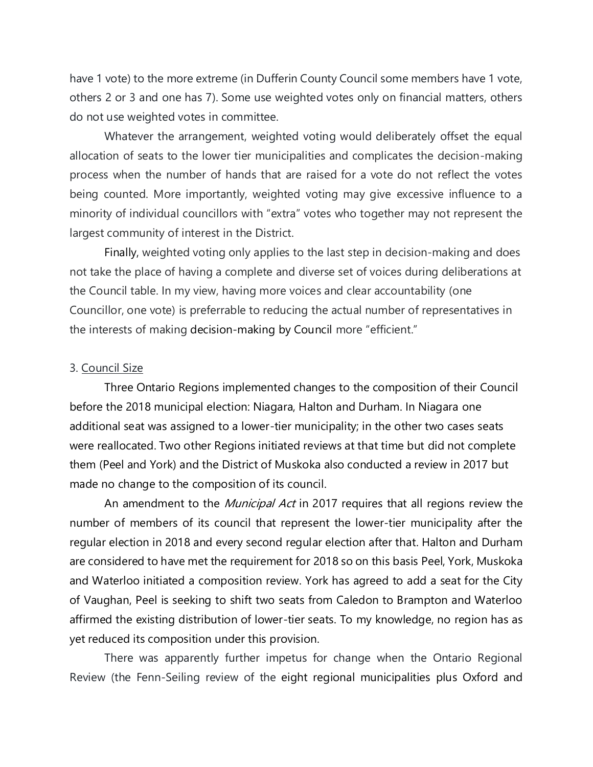have 1 vote) to the more extreme (in Dufferin County Council some members have 1 vote, others 2 or 3 and one has 7). Some use weighted votes only on financial matters, others do not use weighted votes in committee.

Whatever the arrangement, weighted voting would deliberately offset the equal allocation of seats to the lower tier municipalities and complicates the decision-making process when the number of hands that are raised for a vote do not reflect the votes being counted. More importantly, weighted voting may give excessive influence to a minority of individual councillors with "extra" votes who together may not represent the largest community of interest in the District.

Finally, weighted voting only applies to the last step in decision-making and does not take the place of having a complete and diverse set of voices during deliberations at the Council table. In my view, having more voices and clear accountability (one Councillor, one vote) is preferrable to reducing the actual number of representatives in the interests of making decision-making by Council more "efficient."

3. Council Size

Three Ontario Regions implemented changes to the composition of their Council before the 2018 municipal election: Niagara, Halton and Durham. In Niagara one additional seat was assigned to a lower-tier municipality; in the other two cases seats were reallocated. Two other Regions initiated reviews at that time but did not complete them (Peel and York) and the District of Muskoka also conducted a review in 2017 but made no change to the composition of its council.

An amendment to the *Municipal Act* in 2017 requires that all regions review the number of members of its council that represent the lower-tier municipality after the regular election in 2018 and every second regular election after that. Halton and Durham are considered to have met the requirement for 2018 so on this basis Peel, York, Muskoka and Waterloo initiated a composition review. York has agreed to add a seat for the City of Vaughan, Peel is seeking to shift two seats from Caledon to Brampton and Waterloo affirmed the existing distribution of lower-tier seats. To my knowledge, no region has as yet reduced its composition under this provision.

There was apparently further impetus for change when the Ontario Regional Review (the Fenn-Seiling review of the eight regional municipalities plus Oxford and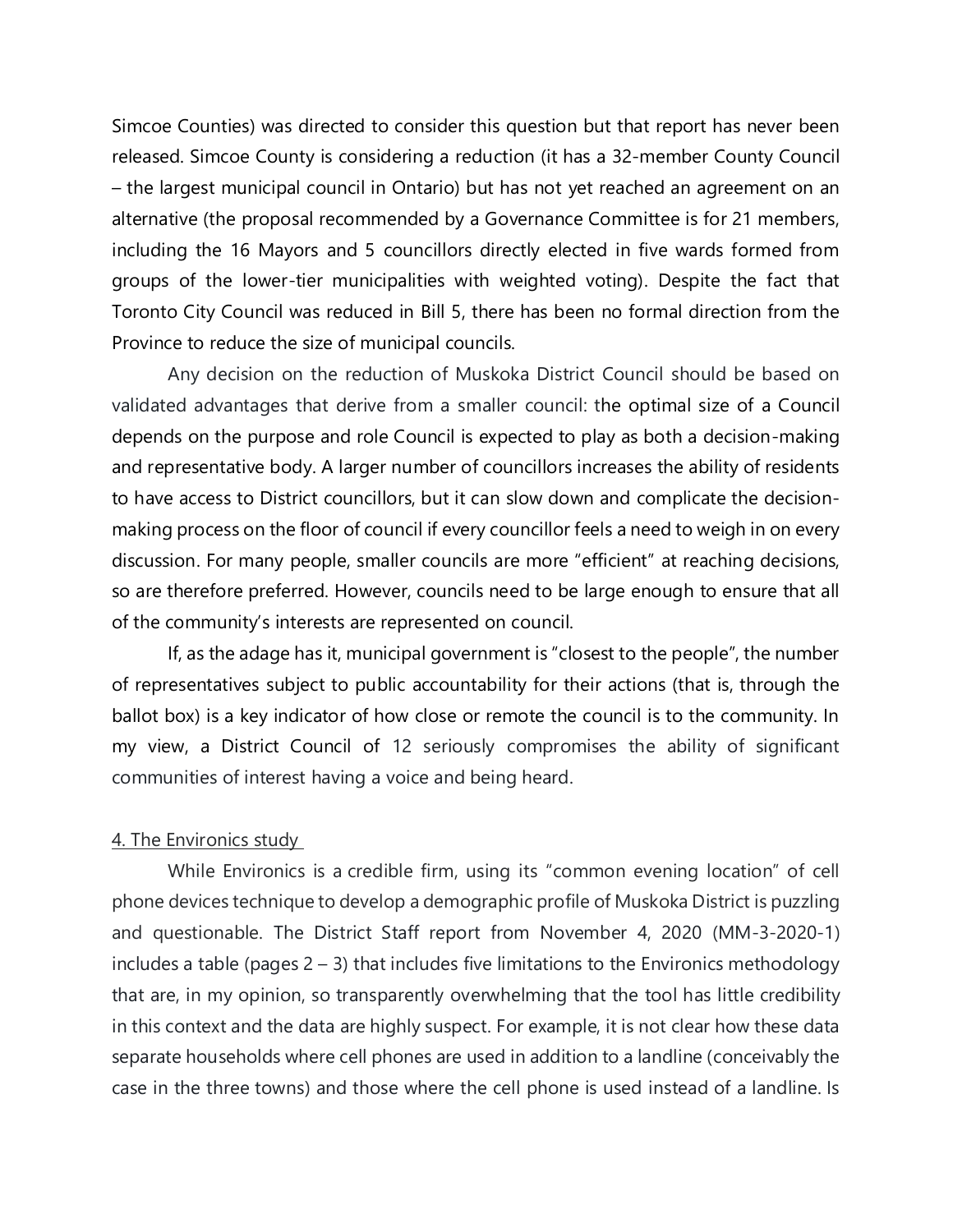Simcoe Counties) was directed to consider this question but that report has never been released. Simcoe County is considering a reduction (it has a 32-member County Council – the largest municipal council in Ontario) but has not yet reached an agreement on an alternative (the proposal recommended by a Governance Committee is for 21 members, including the 16 Mayors and 5 councillors directly elected in five wards formed from groups of the lower-tier municipalities with weighted voting). Despite the fact that Toronto City Council was reduced in Bill 5, there has been no formal direction from the Province to reduce the size of municipal councils.

Any decision on the reduction of Muskoka District Council should be based on validated advantages that derive from a smaller council: the optimal size of a Council depends on the purpose and role Council is expected to play as both a decision-making and representative body. A larger number of councillors increases the ability of residents to have access to District councillors, but it can slow down and complicate the decision-making process on the floor of council if every councillor feels a need to weigh in on every discussion. For many people, smaller councils are more "efficient" at reaching decisions, so are therefore preferred. However, councils need to be large enough to ensure that all of the community's interests are represented on council.

If, as the adage has it, municipal government is "closest to the people", the number of representatives subject to public accountability for their actions (that is, through the ballot box) is a key indicator of how close or remote the council is to the community. In my view, a District Council of 12 seriously compromises the ability of significant communities of interest having a voice and being heard.

4. The Environics study

While Environics is a credible firm, using its "common evening location" of cell phone devices technique to develop a demographic profile of Muskoka District is puzzling and questionable. The District Staff report from November 4, 2020 (MM-3-2020-1) includes a table (pages 2 – 3) that includes five limitations to the Environics methodology that are, in my opinion, so transparently overwhelming that the tool has little credibility in this context and the data are highly suspect. For example, it is not clear how these data separate households where cell phones are used in addition to a landline (conceivably the case in the three towns) and those where the cell phone is used instead of a landline. Is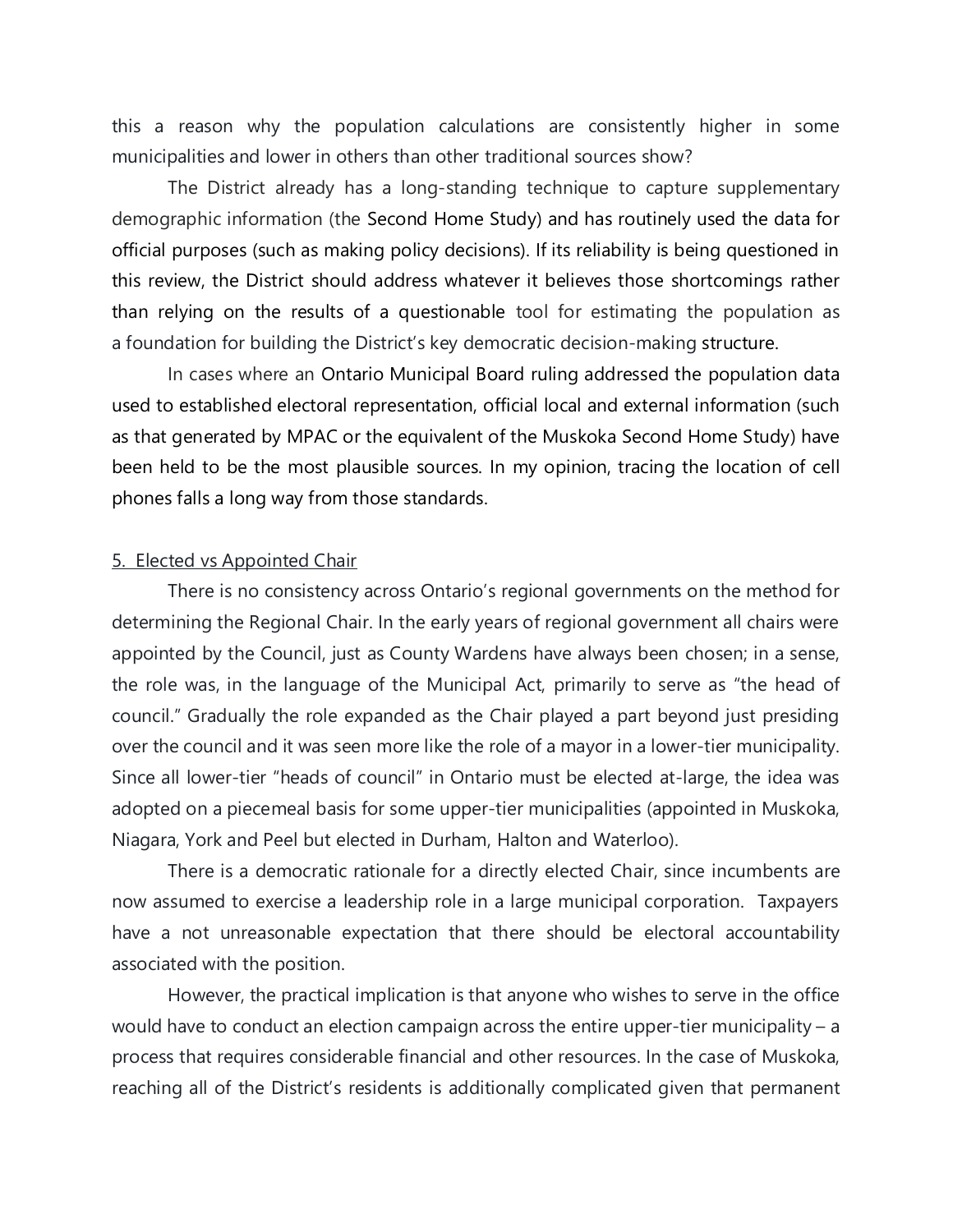this a reason why the population calculations are consistently higher in some municipalities and lower in others than other traditional sources show?

The District already has a long-standing technique to capture supplementary demographic information (the Second Home Study) and has routinely used the data for official purposes (such as making policy decisions). If its reliability is being questioned in this review, the District should address whatever it believes those shortcomings rather than relying on the results of a questionable tool for estimating the population as a foundation for building the District's key democratic decision-making structure.

In cases where an Ontario Municipal Board ruling addressed the population data used to established electoral representation, official local and external information (such as that generated by MPAC or the equivalent of the Muskoka Second Home Study) have been held to be the most plausible sources. In my opinion, tracing the location of cell phones falls a long way from those standards.

5. <u>Elected vs Appointed Chair</u>

There is no consistency across Ontario's regional governments on the method for determining the Regional Chair. In the early years of regional government all chairs were appointed by the Council, just as County Wardens have always been chosen; in a sense, the role was, in the language of the Municipal Act, primarily to serve as "the head of council." Gradually the role expanded as the Chair played a part beyond just presiding over the council and it was seen more like the role of a mayor in a lower-tier municipality. Since all lower-tier "heads of council" in Ontario must be elected at-large, the idea was adopted on a piecemeal basis for some upper-tier municipalities (appointed in Muskoka, Niagara, York and Peel but elected in Durham, Halton and Waterloo).

There is a democratic rationale for a directly elected Chair, since incumbents are now assumed to exercise a leadership role in a large municipal corporation. Taxpayers have a not unreasonable expectation that there should be electoral accountability associated with the position.

However, the practical implication is that anyone who wishes to serve in the office would have to conduct an election campaign across the entire upper-tier municipality – a process that requires considerable financial and other resources. In the case of Muskoka, reaching all of the District's residents is additionally complicated given that permanent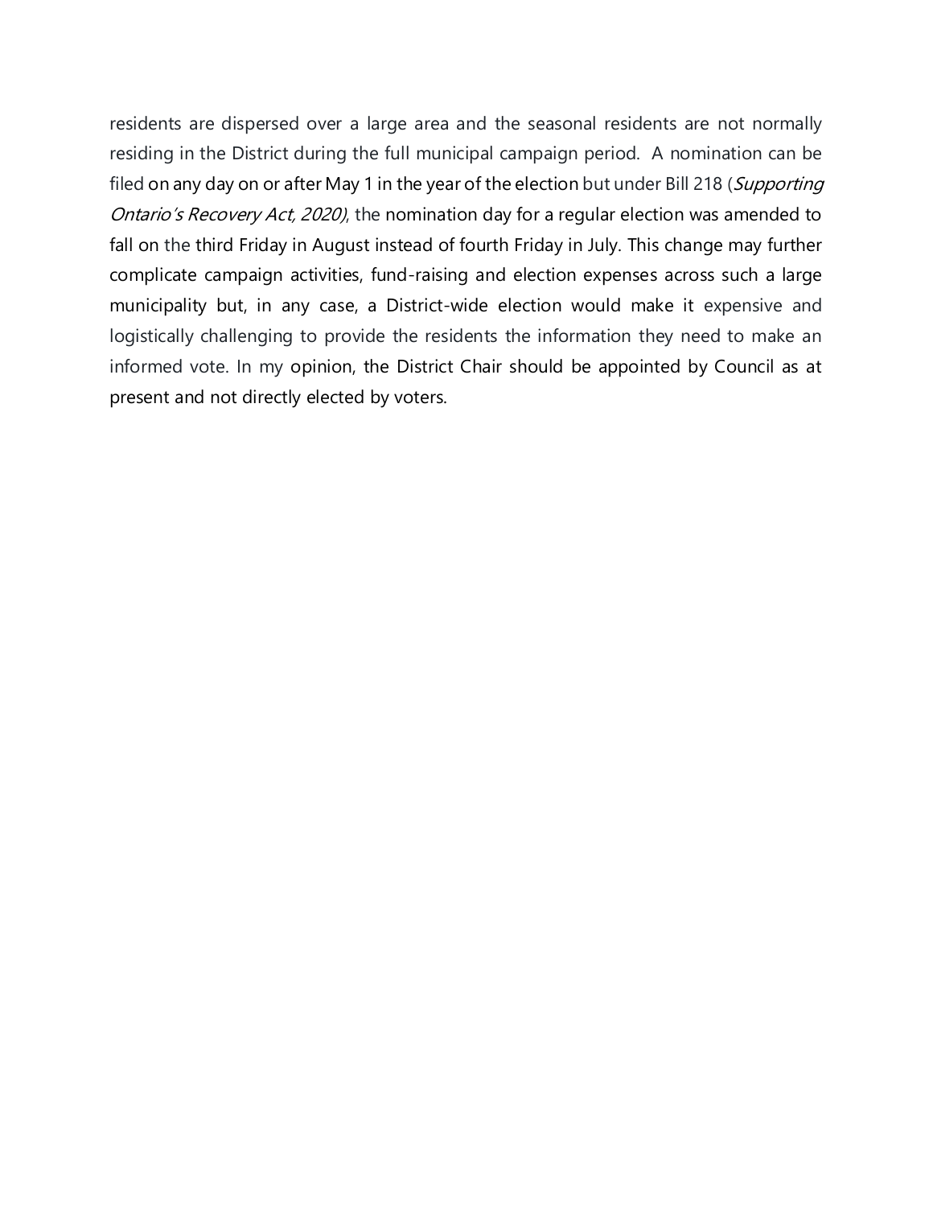residents are dispersed over a large area and the seasonal residents are not normally residing in the District during the full municipal campaign period. A nomination can be filed on any day on or after May 1 in the year of the election but under Bill 218 (*Supporting Ontario's Recovery Act, 2020)*, the nomination day for a regular election was amended to fall on the third Friday in August instead of fourth Friday in July. This change may further complicate campaign activities, fund-raising and election expenses across such a large municipality but, in any case, a District-wide election would make it expensive and logistically challenging to provide the residents the information they need to make an informed vote. In my opinion, the District Chair should be appointed by Council as at present and not directly elected by voters.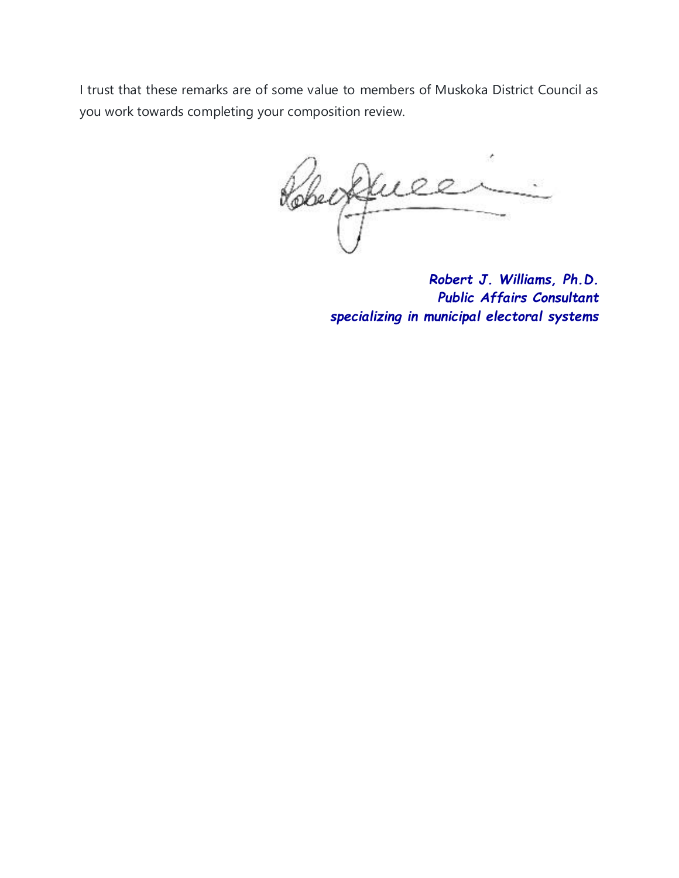I trust that these remarks are of some value to members of Muskoka District Council as you work towards completing your composition review.

***Robert J. Williams, Ph.D.***
***Public Affairs Consultant***
***specializing in municipal electoral systems***